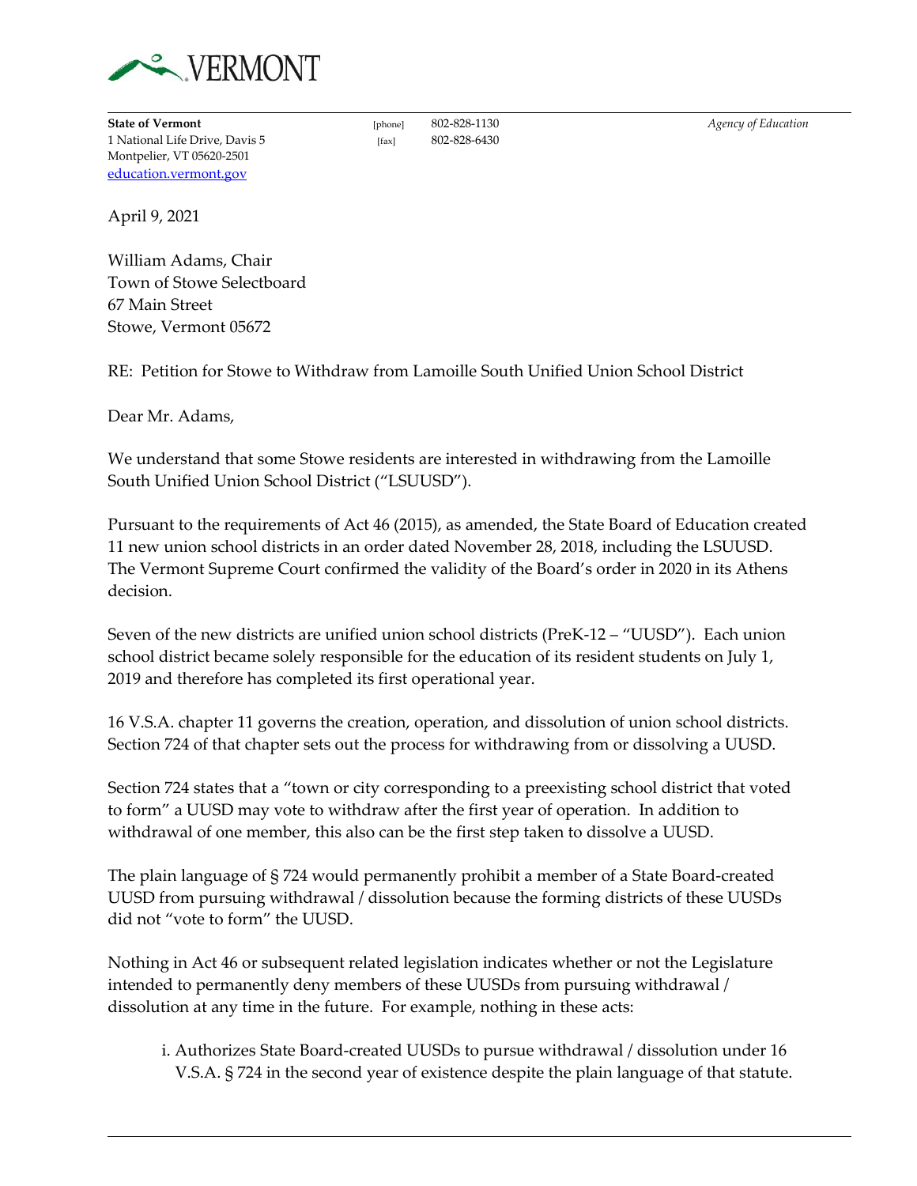**State of Vermont**
1 National Life Drive, Davis 5
Montpelier, VT 05620-2501
[education.vermont.gov](education.vermont.gov)

[phone] 802-828-1130
[fax] 802-828-6430

*Agency of Education*

April 9, 2021

William Adams, Chair
Town of Stowe Selectboard
67 Main Street
Stowe, Vermont 05672

RE: Petition for Stowe to Withdraw from Lamoille South Unified Union School District

Dear Mr. Adams,

We understand that some Stowe residents are interested in withdrawing from the Lamoille South Unified Union School District ("LSUUSD").

Pursuant to the requirements of Act 46 (2015), as amended, the State Board of Education created 11 new union school districts in an order dated November 28, 2018, including the LSUUSD. The Vermont Supreme Court confirmed the validity of the Board's order in 2020 in its Athens decision.

Seven of the new districts are unified union school districts (PreK-12 – "UUSD"). Each union school district became solely responsible for the education of its resident students on July 1, 2019 and therefore has completed its first operational year.

16 V.S.A. chapter 11 governs the creation, operation, and dissolution of union school districts. Section 724 of that chapter sets out the process for withdrawing from or dissolving a UUSD.

Section 724 states that a "town or city corresponding to a preexisting school district that voted to form" a UUSD may vote to withdraw after the first year of operation. In addition to withdrawal of one member, this also can be the first step taken to dissolve a UUSD.

The plain language of § 724 would permanently prohibit a member of a State Board-created UUSD from pursuing withdrawal / dissolution because the forming districts of these UUSDs did not "vote to form" the UUSD.

Nothing in Act 46 or subsequent related legislation indicates whether or not the Legislature intended to permanently deny members of these UUSDs from pursuing withdrawal / dissolution at any time in the future. For example, nothing in these acts:

i. Authorizes State Board-created UUSDs to pursue withdrawal / dissolution under 16 V.S.A. § 724 in the second year of existence despite the plain language of that statute.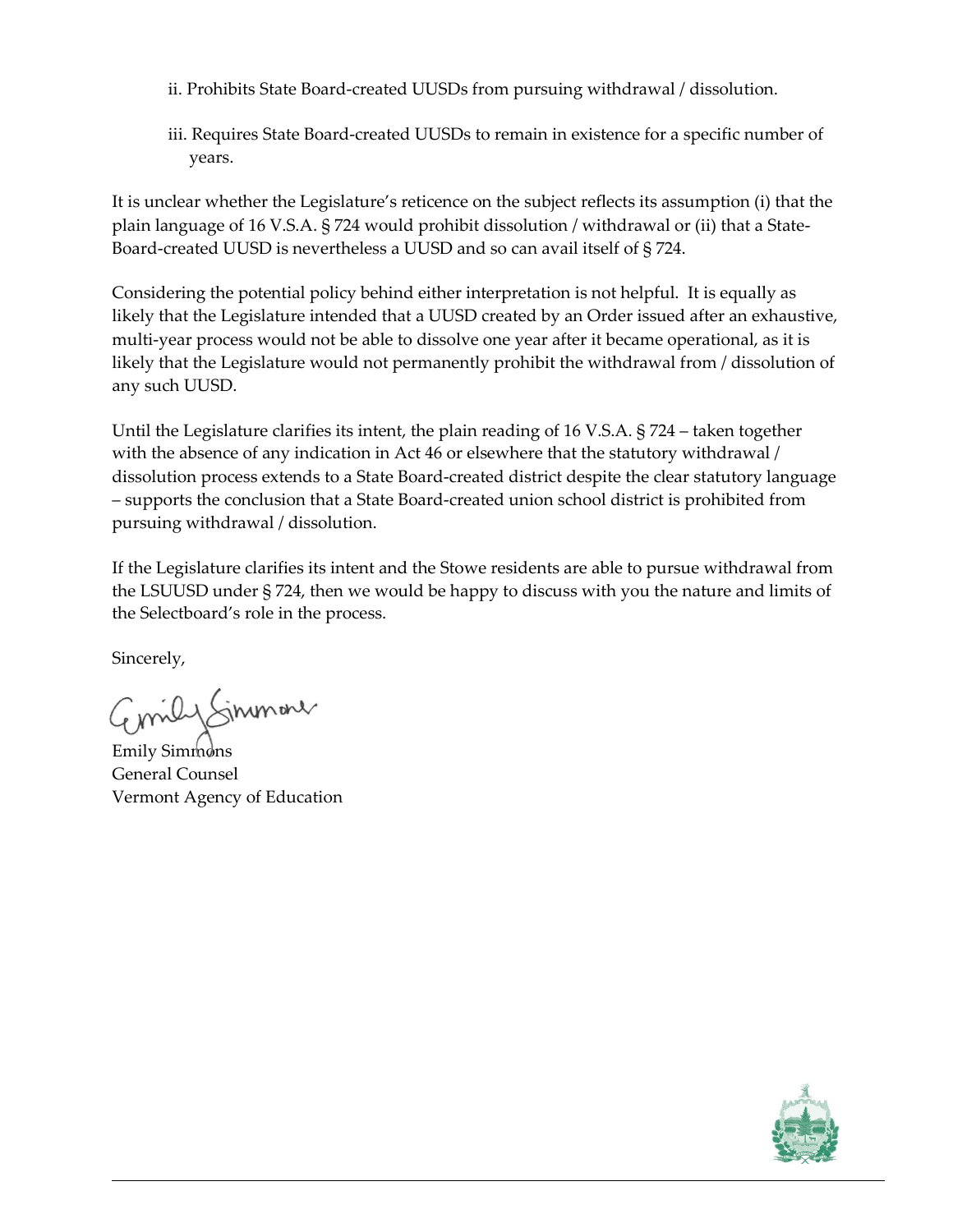ii. Prohibits State Board-created UUSDs from pursuing withdrawal / dissolution.

iii. Requires State Board-created UUSDs to remain in existence for a specific number of years.

It is unclear whether the Legislature's reticence on the subject reflects its assumption (i) that the plain language of 16 V.S.A. § 724 would prohibit dissolution / withdrawal or (ii) that a State-Board-created UUSD is nevertheless a UUSD and so can avail itself of § 724.

Considering the potential policy behind either interpretation is not helpful. It is equally as likely that the Legislature intended that a UUSD created by an Order issued after an exhaustive, multi-year process would not be able to dissolve one year after it became operational, as it is likely that the Legislature would not permanently prohibit the withdrawal from / dissolution of any such UUSD.

Until the Legislature clarifies its intent, the plain reading of 16 V.S.A. § 724 – taken together with the absence of any indication in Act 46 or elsewhere that the statutory withdrawal / dissolution process extends to a State Board-created district despite the clear statutory language – supports the conclusion that a State Board-created union school district is prohibited from pursuing withdrawal / dissolution.

If the Legislature clarifies its intent and the Stowe residents are able to pursue withdrawal from the LSUUSD under § 724, then we would be happy to discuss with you the nature and limits of the Selectboard's role in the process.

Sincerely,

Emily Simmons
General Counsel
Vermont Agency of Education